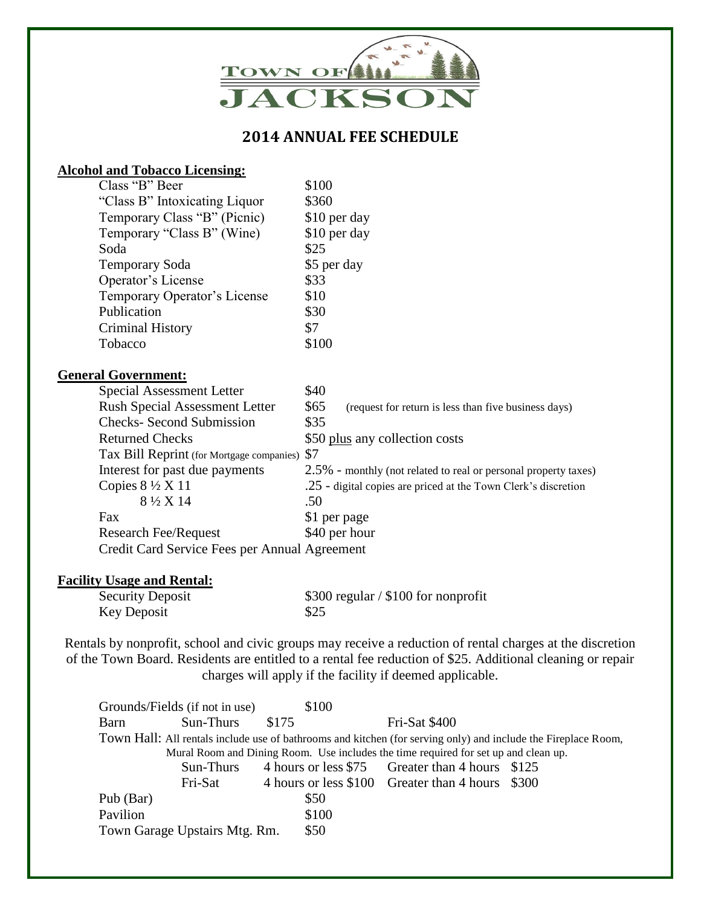# TOWN OF JACKSON

## 2014 ANNUAL FEE SCHEDULE

**Alcohol and Tobacco Licensing:**

| | |
|---|---|
| Class "B" Beer | $100 |
| "Class B" Intoxicating Liquor | $360 |
| Temporary Class "B" (Picnic) | $10 per day |
| Temporary "Class B" (Wine) | $10 per day |
| Soda | $25 |
| Temporary Soda | $5 per day |
| Operator's License | $33 |
| Temporary Operator's License | $10 |
| Publication | $30 |
| Criminal History | $7 |
| Tobacco | $100 |

**General Government:**

| | |
|---|---|
| Special Assessment Letter | $40 |
| Rush Special Assessment Letter | $65 (request for return is less than five business days) |
| Checks- Second Submission | $35 |
| Returned Checks | $50 plus any collection costs |
| Tax Bill Reprint (for Mortgage companies) | $7 |
| Interest for past due payments | 2.5% - monthly (not related to real or personal property taxes) |
| Copies 8 ½ X 11 | .25 - digital copies are priced at the Town Clerk's discretion |
| 8 ½ X 14 | .50 |
| Fax | $1 per page |
| Research Fee/Request | $40 per hour |
| Credit Card Service Fees per Annual Agreement | |

**Facility Usage and Rental:**

| | |
|---|---|
| Security Deposit | $300 regular / $100 for nonprofit |
| Key Deposit | $25 |

Rentals by nonprofit, school and civic groups may receive a reduction of rental charges at the discretion of the Town Board. Residents are entitled to a rental fee reduction of $25. Additional cleaning or repair charges will apply if the facility if deemed applicable.

| | | | |
|---|---|---|---|
| Grounds/Fields (if not in use) | | $100 | |
| Barn | Sun-Thurs | $175 | Fri-Sat $400 |

Town Hall: All rentals include use of bathrooms and kitchen (for serving only) and include the Fireplace Room, Mural Room and Dining Room. Use includes the time required for set up and clean up.

| | | |
|---|---|---|
| Sun-Thurs | 4 hours or less $75 | Greater than 4 hours $125 |
| Fri-Sat | 4 hours or less $100 | Greater than 4 hours $300 |

| | |
|---|---|
| Pub (Bar) | $50 |
| Pavilion | $100 |
| Town Garage Upstairs Mtg. Rm. | $50 |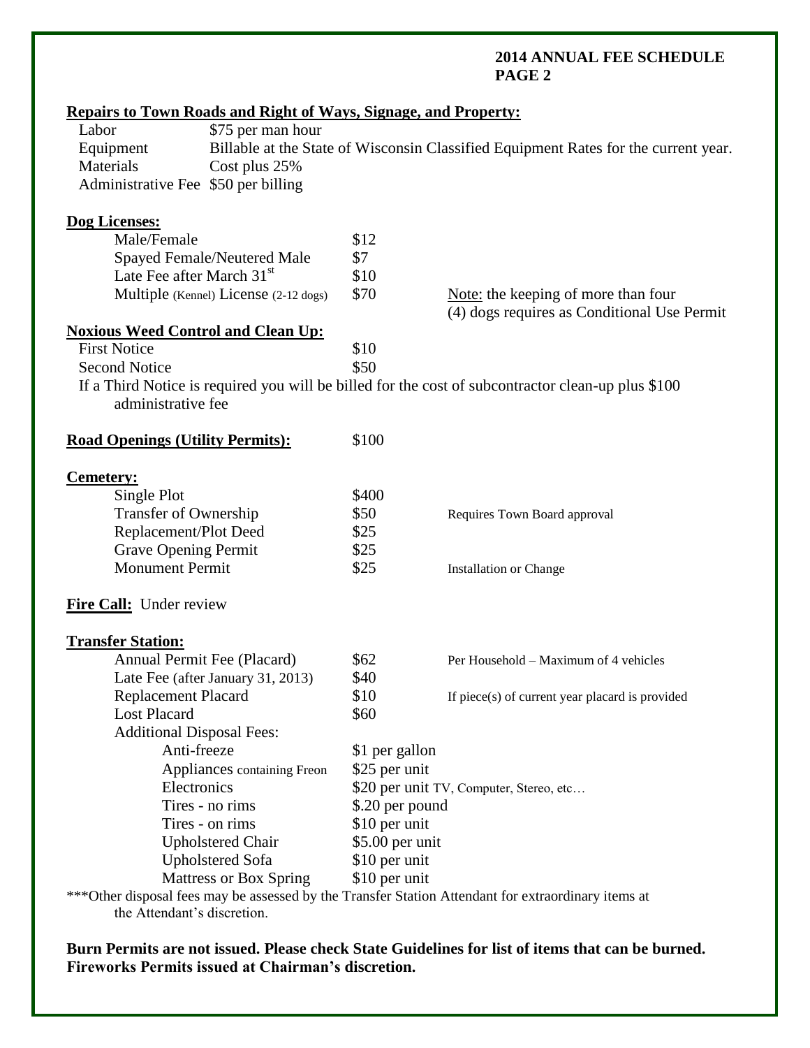**2014 ANNUAL FEE SCHEDULE**
**PAGE 2**

**Repairs to Town Roads and Right of Ways, Signage, and Property:**

| | |
|---|---|
| Labor | $75 per man hour |
| Equipment | Billable at the State of Wisconsin Classified Equipment Rates for the current year. |
| Materials | Cost plus 25% |
| Administrative Fee | $50 per billing |

**Dog Licenses:**

| | | |
|---|---|---|
| Male/Female | $12 | |
| Spayed Female/Neutered Male | $7 | |
| Late Fee after March 31st | $10 | |
| Multiple (Kennel) License (2-12 dogs) | $70 | Note: the keeping of more than four (4) dogs requires as Conditional Use Permit |

**Noxious Weed Control and Clean Up:**

| | |
|---|---|
| First Notice | $10 |
| Second Notice | $50 |

If a Third Notice is required you will be billed for the cost of subcontractor clean-up plus $100 administrative fee

**Road Openings (Utility Permits):** $100

**Cemetery:**

| | | |
|---|---|---|
| Single Plot | $400 | |
| Transfer of Ownership | $50 | Requires Town Board approval |
| Replacement/Plot Deed | $25 | |
| Grave Opening Permit | $25 | |
| Monument Permit | $25 | Installation or Change |

**Fire Call:** Under review

**Transfer Station:**

| | | |
|---|---|---|
| Annual Permit Fee (Placard) | $62 | Per Household – Maximum of 4 vehicles |
| Late Fee (after January 31, 2013) | $40 | |
| Replacement Placard | $10 | If piece(s) of current year placard is provided |
| Lost Placard | $60 | |
| Additional Disposal Fees: | | |
| Anti-freeze | $1 per gallon | |
| Appliances containing Freon | $25 per unit | |
| Electronics | $20 per unit | TV, Computer, Stereo, etc… |
| Tires - no rims | $.20 per pound | |
| Tires - on rims | $10 per unit | |
| Upholstered Chair | $5.00 per unit | |
| Upholstered Sofa | $10 per unit | |
| Mattress or Box Spring | $10 per unit | |

***Other disposal fees may be assessed by the Transfer Station Attendant for extraordinary items at the Attendant's discretion.

**Burn Permits are not issued. Please check State Guidelines for list of items that can be burned.**
**Fireworks Permits issued at Chairman's discretion.**